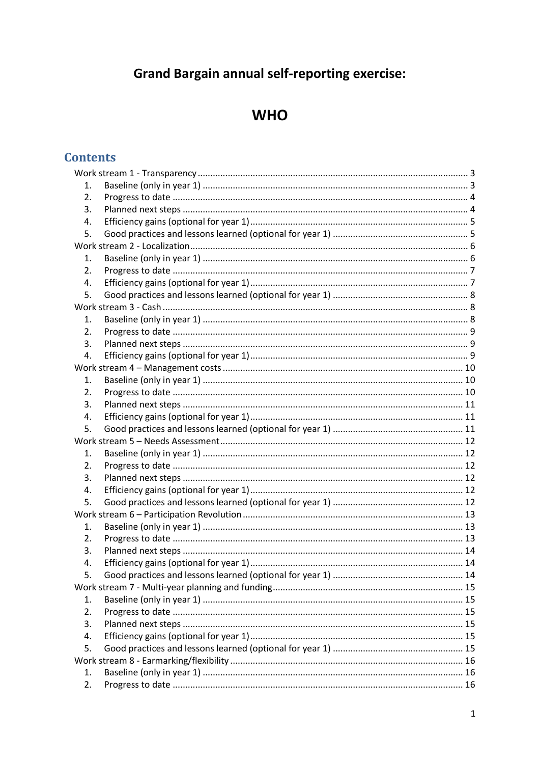# Grand Bargain annual self-reporting exercise:

# WHO

## Contents

Work stream 1 - Transparency ........................................................................................................ 3
1. Baseline (only in year 1) ........................................................................................................ 3
2. Progress to date .................................................................................................................... 4
3. Planned next steps ................................................................................................................ 4
4. Efficiency gains (optional for year 1) ..................................................................................... 5
5. Good practices and lessons learned (optional for year 1) ..................................................... 5

Work stream 2 - Localization ........................................................................................................... 6
1. Baseline (only in year 1) ........................................................................................................ 6
2. Progress to date .................................................................................................................... 7
4. Efficiency gains (optional for year 1) ..................................................................................... 7
5. Good practices and lessons learned (optional for year 1) ..................................................... 8

Work stream 3 - Cash ...................................................................................................................... 8
1. Baseline (only in year 1) ........................................................................................................ 8
2. Progress to date .................................................................................................................... 9
3. Planned next steps ................................................................................................................ 9
4. Efficiency gains (optional for year 1) ..................................................................................... 9

Work stream 4 – Management costs ............................................................................................. 10
1. Baseline (only in year 1) ...................................................................................................... 10
2. Progress to date .................................................................................................................. 10
3. Planned next steps .............................................................................................................. 11
4. Efficiency gains (optional for year 1) ................................................................................... 11
5. Good practices and lessons learned (optional for year 1) ................................................... 11

Work stream 5 – Needs Assessment ............................................................................................. 12
1. Baseline (only in year 1) ...................................................................................................... 12
2. Progress to date .................................................................................................................. 12
3. Planned next steps .............................................................................................................. 12
4. Efficiency gains (optional for year 1) ................................................................................... 12
5. Good practices and lessons learned (optional for year 1) ................................................... 12

Work stream 6 – Participation Revolution ..................................................................................... 13
1. Baseline (only in year 1) ...................................................................................................... 13
2. Progress to date .................................................................................................................. 13
3. Planned next steps .............................................................................................................. 14
4. Efficiency gains (optional for year 1) ................................................................................... 14
5. Good practices and lessons learned (optional for year 1) ................................................... 14

Work stream 7 - Multi-year planning and funding ......................................................................... 15
1. Baseline (only in year 1) ...................................................................................................... 15
2. Progress to date .................................................................................................................. 15
3. Planned next steps .............................................................................................................. 15
4. Efficiency gains (optional for year 1) ................................................................................... 15
5. Good practices and lessons learned (optional for year 1) ................................................... 15

Work stream 8 - Earmarking/flexibility .......................................................................................... 16
1. Baseline (only in year 1) ...................................................................................................... 16
2. Progress to date .................................................................................................................. 16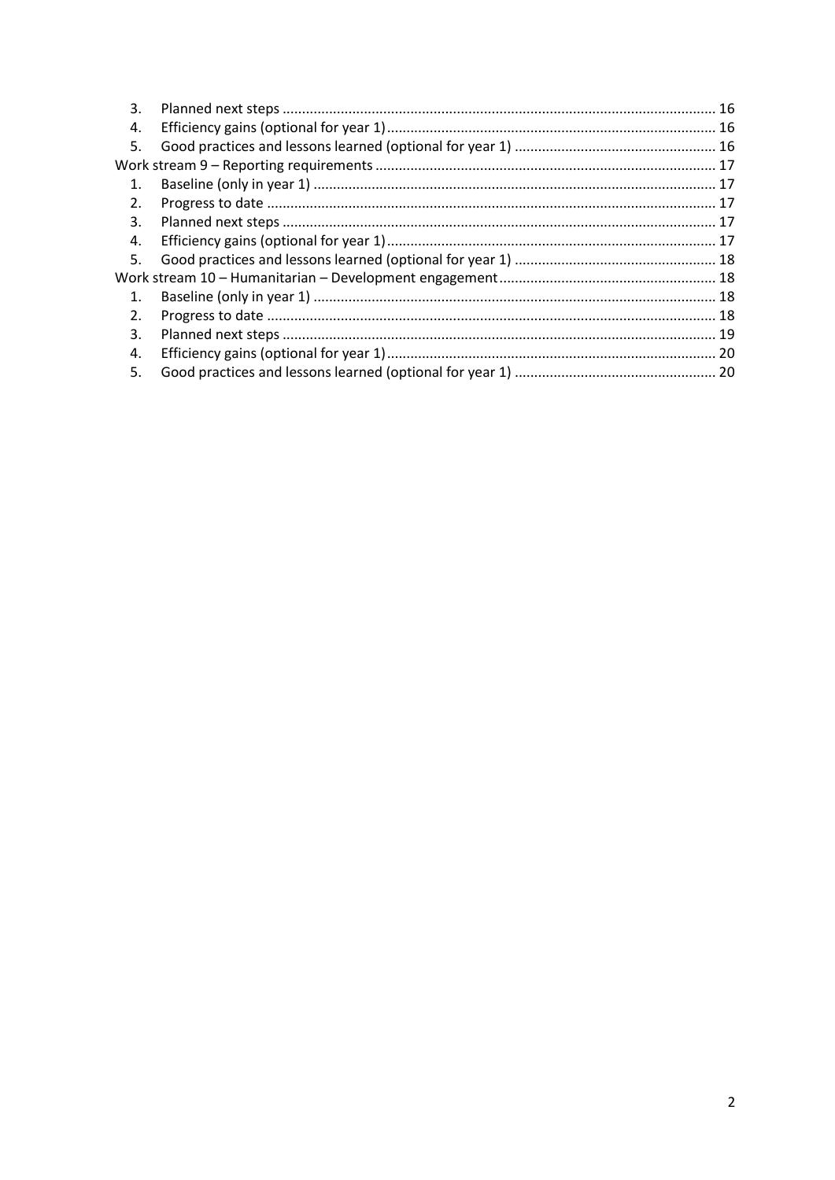3. Planned next steps ............................................................................................................ 16
4. Efficiency gains (optional for year 1) .................................................................................. 16
5. Good practices and lessons learned (optional for year 1) .................................................... 16

Work stream 9 – Reporting requirements ...................................................................................... 17

1. Baseline (only in year 1) ...................................................................................................... 17
2. Progress to date .................................................................................................................. 17
3. Planned next steps ............................................................................................................ 17
4. Efficiency gains (optional for year 1) .................................................................................. 17
5. Good practices and lessons learned (optional for year 1) .................................................... 18

Work stream 10 – Humanitarian – Development engagement ........................................................ 18

1. Baseline (only in year 1) ...................................................................................................... 18
2. Progress to date .................................................................................................................. 18
3. Planned next steps ............................................................................................................ 19
4. Efficiency gains (optional for year 1) .................................................................................. 20
5. Good practices and lessons learned (optional for year 1) .................................................... 20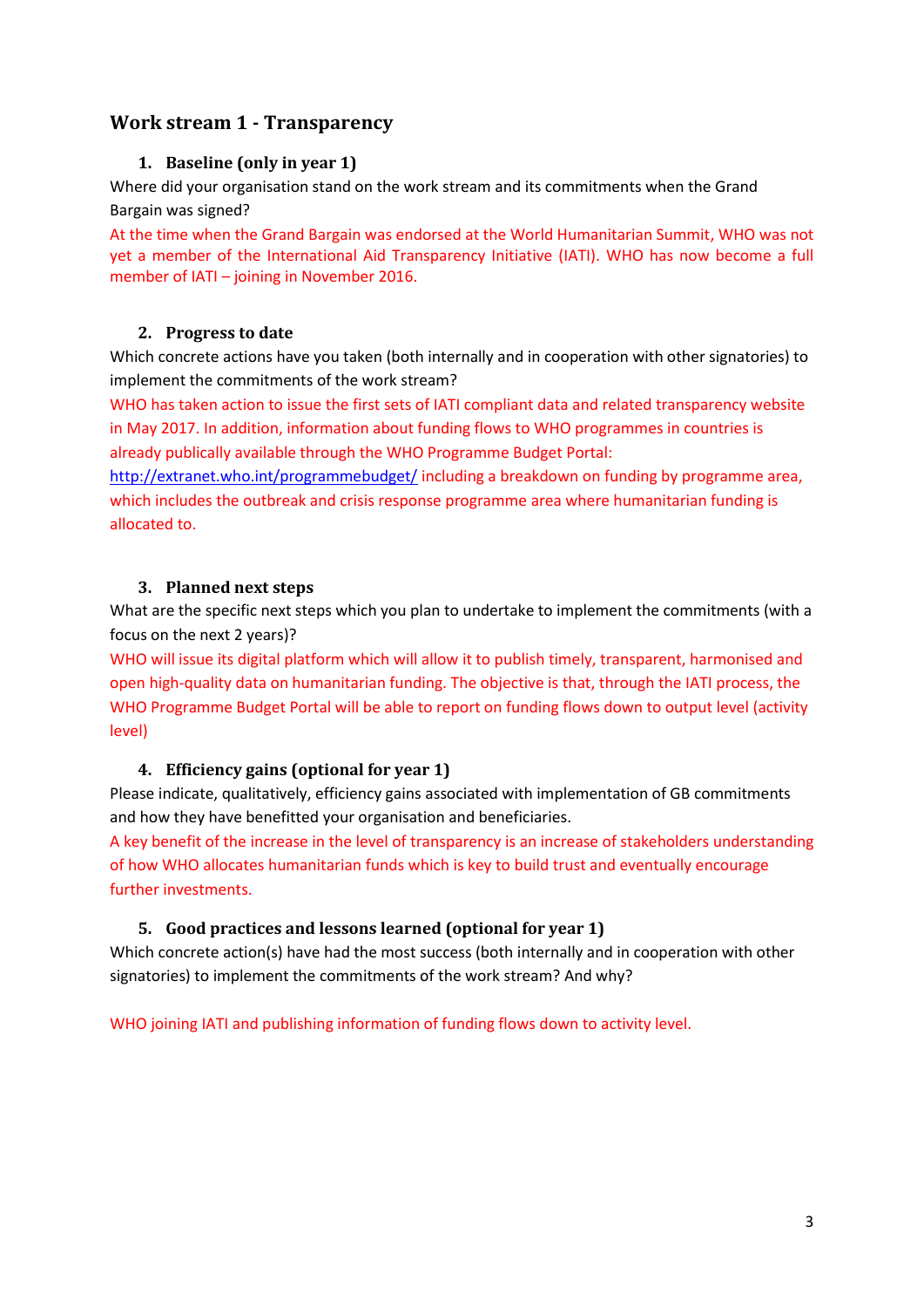## Work stream 1 - Transparency

### 1. Baseline (only in year 1)

Where did your organisation stand on the work stream and its commitments when the Grand Bargain was signed?

At the time when the Grand Bargain was endorsed at the World Humanitarian Summit, WHO was not yet a member of the International Aid Transparency Initiative (IATI). WHO has now become a full member of IATI – joining in November 2016.

### 2. Progress to date

Which concrete actions have you taken (both internally and in cooperation with other signatories) to implement the commitments of the work stream?

WHO has taken action to issue the first sets of IATI compliant data and related transparency website in May 2017. In addition, information about funding flows to WHO programmes in countries is already publically available through the WHO Programme Budget Portal: [http://extranet.who.int/programmebudget/](http://extranet.who.int/programmebudget/) including a breakdown on funding by programme area, which includes the outbreak and crisis response programme area where humanitarian funding is allocated to.

### 3. Planned next steps

What are the specific next steps which you plan to undertake to implement the commitments (with a focus on the next 2 years)?

WHO will issue its digital platform which will allow it to publish timely, transparent, harmonised and open high-quality data on humanitarian funding. The objective is that, through the IATI process, the WHO Programme Budget Portal will be able to report on funding flows down to output level (activity level)

### 4. Efficiency gains (optional for year 1)

Please indicate, qualitatively, efficiency gains associated with implementation of GB commitments and how they have benefitted your organisation and beneficiaries.

A key benefit of the increase in the level of transparency is an increase of stakeholders understanding of how WHO allocates humanitarian funds which is key to build trust and eventually encourage further investments.

### 5. Good practices and lessons learned (optional for year 1)

Which concrete action(s) have had the most success (both internally and in cooperation with other signatories) to implement the commitments of the work stream? And why?

WHO joining IATI and publishing information of funding flows down to activity level.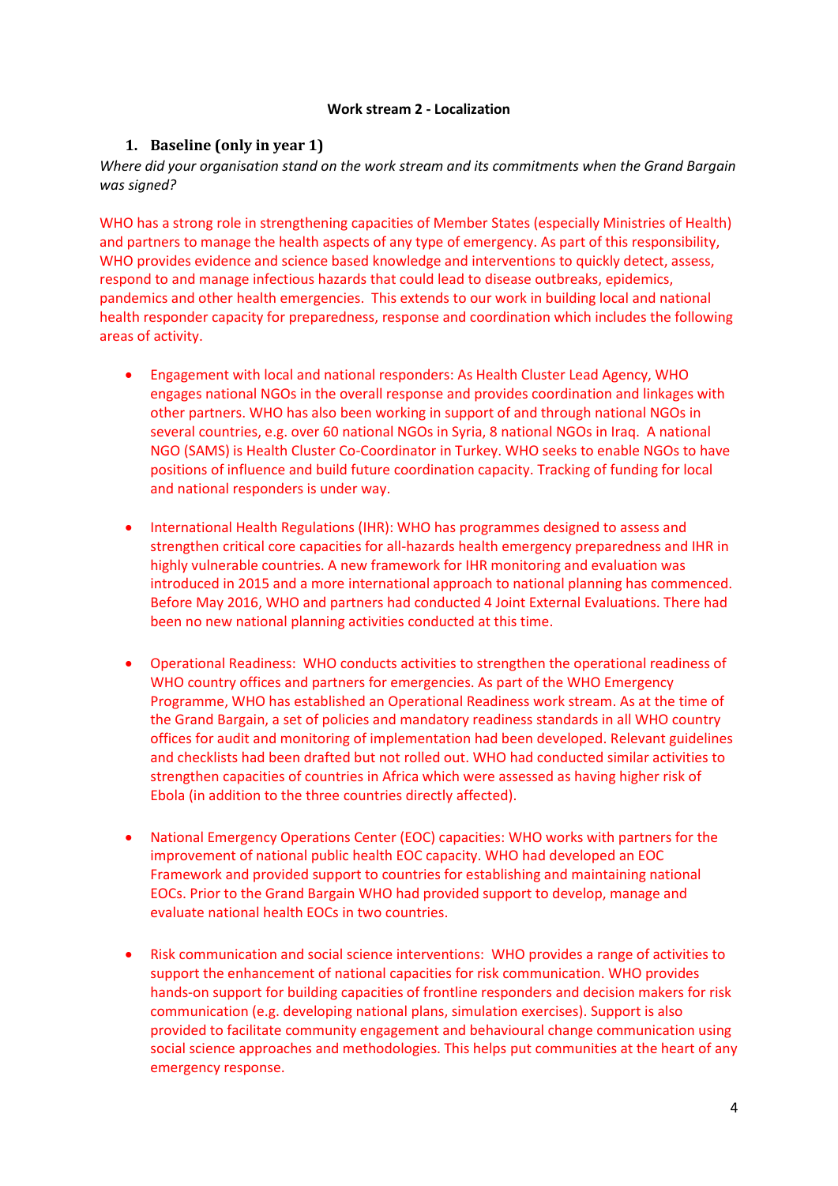**Work stream 2 - Localization**

## 1. Baseline (only in year 1)

*Where did your organisation stand on the work stream and its commitments when the Grand Bargain was signed?*

WHO has a strong role in strengthening capacities of Member States (especially Ministries of Health) and partners to manage the health aspects of any type of emergency. As part of this responsibility, WHO provides evidence and science based knowledge and interventions to quickly detect, assess, respond to and manage infectious hazards that could lead to disease outbreaks, epidemics, pandemics and other health emergencies. This extends to our work in building local and national health responder capacity for preparedness, response and coordination which includes the following areas of activity.

- Engagement with local and national responders: As Health Cluster Lead Agency, WHO engages national NGOs in the overall response and provides coordination and linkages with other partners. WHO has also been working in support of and through national NGOs in several countries, e.g. over 60 national NGOs in Syria, 8 national NGOs in Iraq. A national NGO (SAMS) is Health Cluster Co-Coordinator in Turkey. WHO seeks to enable NGOs to have positions of influence and build future coordination capacity. Tracking of funding for local and national responders is under way.

- International Health Regulations (IHR): WHO has programmes designed to assess and strengthen critical core capacities for all-hazards health emergency preparedness and IHR in highly vulnerable countries. A new framework for IHR monitoring and evaluation was introduced in 2015 and a more international approach to national planning has commenced. Before May 2016, WHO and partners had conducted 4 Joint External Evaluations. There had been no new national planning activities conducted at this time.

- Operational Readiness: WHO conducts activities to strengthen the operational readiness of WHO country offices and partners for emergencies. As part of the WHO Emergency Programme, WHO has established an Operational Readiness work stream. As at the time of the Grand Bargain, a set of policies and mandatory readiness standards in all WHO country offices for audit and monitoring of implementation had been developed. Relevant guidelines and checklists had been drafted but not rolled out. WHO had conducted similar activities to strengthen capacities of countries in Africa which were assessed as having higher risk of Ebola (in addition to the three countries directly affected).

- National Emergency Operations Center (EOC) capacities: WHO works with partners for the improvement of national public health EOC capacity. WHO had developed an EOC Framework and provided support to countries for establishing and maintaining national EOCs. Prior to the Grand Bargain WHO had provided support to develop, manage and evaluate national health EOCs in two countries.

- Risk communication and social science interventions: WHO provides a range of activities to support the enhancement of national capacities for risk communication. WHO provides hands-on support for building capacities of frontline responders and decision makers for risk communication (e.g. developing national plans, simulation exercises). Support is also provided to facilitate community engagement and behavioural change communication using social science approaches and methodologies. This helps put communities at the heart of any emergency response.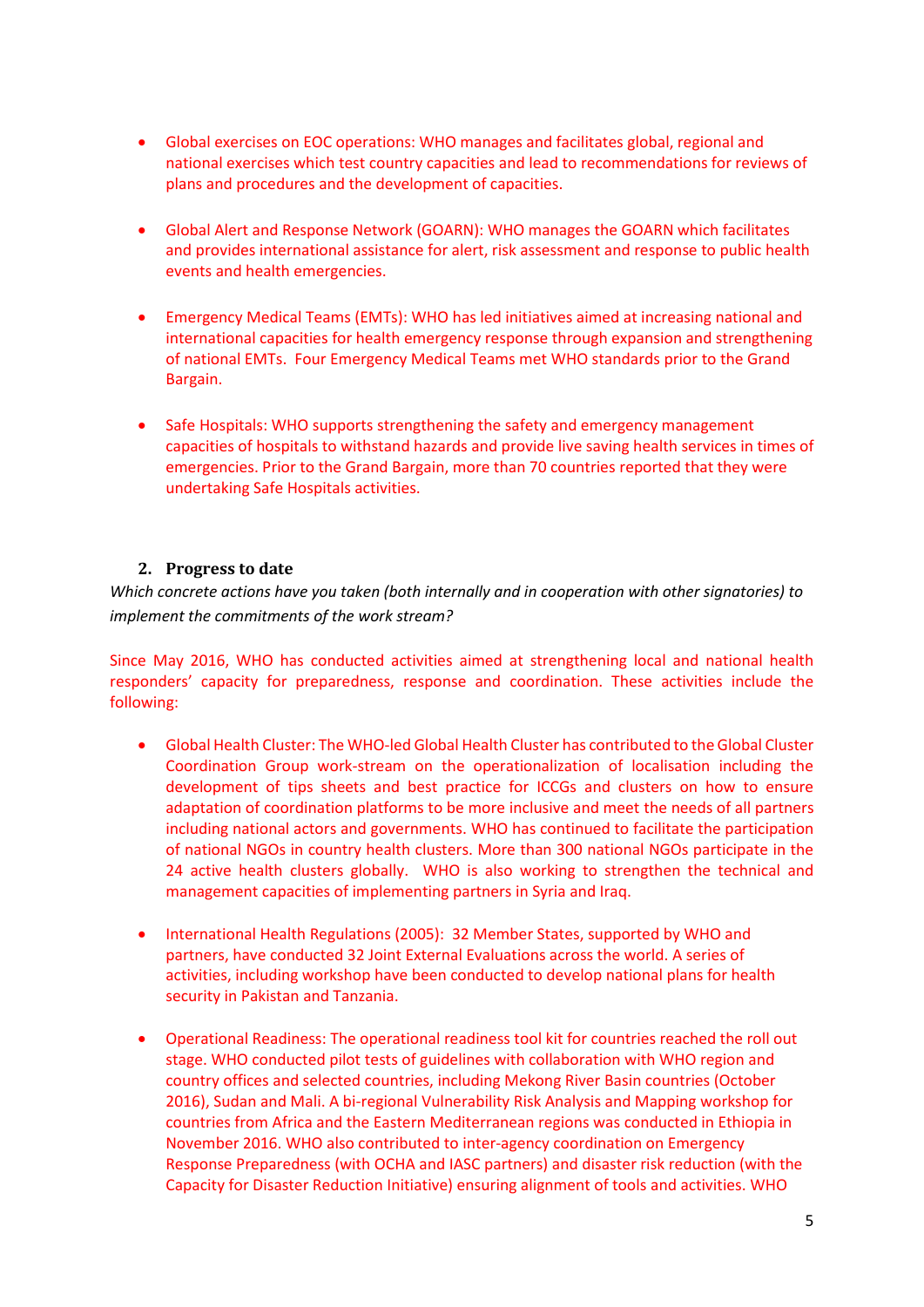- Global exercises on EOC operations: WHO manages and facilitates global, regional and national exercises which test country capacities and lead to recommendations for reviews of plans and procedures and the development of capacities.

- Global Alert and Response Network (GOARN): WHO manages the GOARN which facilitates and provides international assistance for alert, risk assessment and response to public health events and health emergencies.

- Emergency Medical Teams (EMTs): WHO has led initiatives aimed at increasing national and international capacities for health emergency response through expansion and strengthening of national EMTs. Four Emergency Medical Teams met WHO standards prior to the Grand Bargain.

- Safe Hospitals: WHO supports strengthening the safety and emergency management capacities of hospitals to withstand hazards and provide live saving health services in times of emergencies. Prior to the Grand Bargain, more than 70 countries reported that they were undertaking Safe Hospitals activities.

## 2. Progress to date

*Which concrete actions have you taken (both internally and in cooperation with other signatories) to implement the commitments of the work stream?*

Since May 2016, WHO has conducted activities aimed at strengthening local and national health responders' capacity for preparedness, response and coordination. These activities include the following:

- Global Health Cluster: The WHO-led Global Health Cluster has contributed to the Global Cluster Coordination Group work-stream on the operationalization of localisation including the development of tips sheets and best practice for ICCGs and clusters on how to ensure adaptation of coordination platforms to be more inclusive and meet the needs of all partners including national actors and governments. WHO has continued to facilitate the participation of national NGOs in country health clusters. More than 300 national NGOs participate in the 24 active health clusters globally. WHO is also working to strengthen the technical and management capacities of implementing partners in Syria and Iraq.

- International Health Regulations (2005): 32 Member States, supported by WHO and partners, have conducted 32 Joint External Evaluations across the world. A series of activities, including workshop have been conducted to develop national plans for health security in Pakistan and Tanzania.

- Operational Readiness: The operational readiness tool kit for countries reached the roll out stage. WHO conducted pilot tests of guidelines with collaboration with WHO region and country offices and selected countries, including Mekong River Basin countries (October 2016), Sudan and Mali. A bi-regional Vulnerability Risk Analysis and Mapping workshop for countries from Africa and the Eastern Mediterranean regions was conducted in Ethiopia in November 2016. WHO also contributed to inter-agency coordination on Emergency Response Preparedness (with OCHA and IASC partners) and disaster risk reduction (with the Capacity for Disaster Reduction Initiative) ensuring alignment of tools and activities. WHO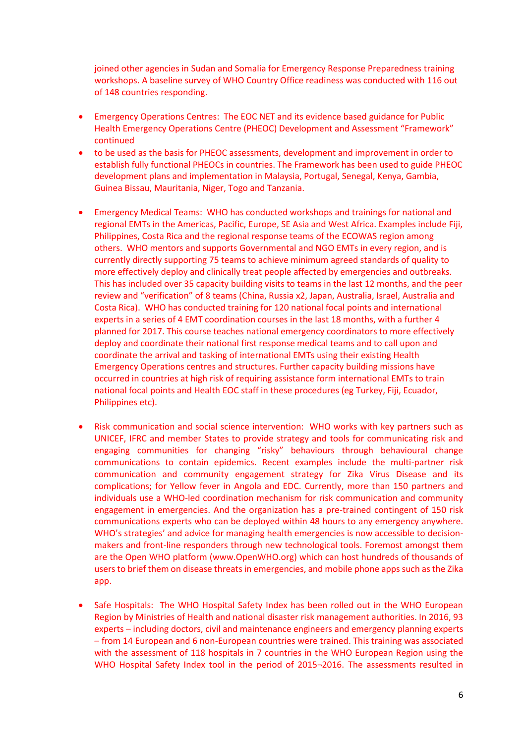joined other agencies in Sudan and Somalia for Emergency Response Preparedness training workshops. A baseline survey of WHO Country Office readiness was conducted with 116 out of 148 countries responding.

- Emergency Operations Centres: The EOC NET and its evidence based guidance for Public Health Emergency Operations Centre (PHEOC) Development and Assessment "Framework" continued
- to be used as the basis for PHEOC assessments, development and improvement in order to establish fully functional PHEOCs in countries. The Framework has been used to guide PHEOC development plans and implementation in Malaysia, Portugal, Senegal, Kenya, Gambia, Guinea Bissau, Mauritania, Niger, Togo and Tanzania.

- Emergency Medical Teams: WHO has conducted workshops and trainings for national and regional EMTs in the Americas, Pacific, Europe, SE Asia and West Africa. Examples include Fiji, Philippines, Costa Rica and the regional response teams of the ECOWAS region among others. WHO mentors and supports Governmental and NGO EMTs in every region, and is currently directly supporting 75 teams to achieve minimum agreed standards of quality to more effectively deploy and clinically treat people affected by emergencies and outbreaks. This has included over 35 capacity building visits to teams in the last 12 months, and the peer review and "verification" of 8 teams (China, Russia x2, Japan, Australia, Israel, Australia and Costa Rica). WHO has conducted training for 120 national focal points and international experts in a series of 4 EMT coordination courses in the last 18 months, with a further 4 planned for 2017. This course teaches national emergency coordinators to more effectively deploy and coordinate their national first response medical teams and to call upon and coordinate the arrival and tasking of international EMTs using their existing Health Emergency Operations centres and structures. Further capacity building missions have occurred in countries at high risk of requiring assistance form international EMTs to train national focal points and Health EOC staff in these procedures (eg Turkey, Fiji, Ecuador, Philippines etc).

- Risk communication and social science intervention: WHO works with key partners such as UNICEF, IFRC and member States to provide strategy and tools for communicating risk and engaging communities for changing "risky" behaviours through behavioural change communications to contain epidemics. Recent examples include the multi-partner risk communication and community engagement strategy for Zika Virus Disease and its complications; for Yellow fever in Angola and EDC. Currently, more than 150 partners and individuals use a WHO-led coordination mechanism for risk communication and community engagement in emergencies. And the organization has a pre-trained contingent of 150 risk communications experts who can be deployed within 48 hours to any emergency anywhere. WHO's strategies' and advice for managing health emergencies is now accessible to decision-makers and front-line responders through new technological tools. Foremost amongst them are the Open WHO platform (www.OpenWHO.org) which can host hundreds of thousands of users to brief them on disease threats in emergencies, and mobile phone apps such as the Zika app.

- Safe Hospitals: The WHO Hospital Safety Index has been rolled out in the WHO European Region by Ministries of Health and national disaster risk management authorities. In 2016, 93 experts – including doctors, civil and maintenance engineers and emergency planning experts – from 14 European and 6 non-European countries were trained. This training was associated with the assessment of 118 hospitals in 7 countries in the WHO European Region using the WHO Hospital Safety Index tool in the period of 2015-2016. The assessments resulted in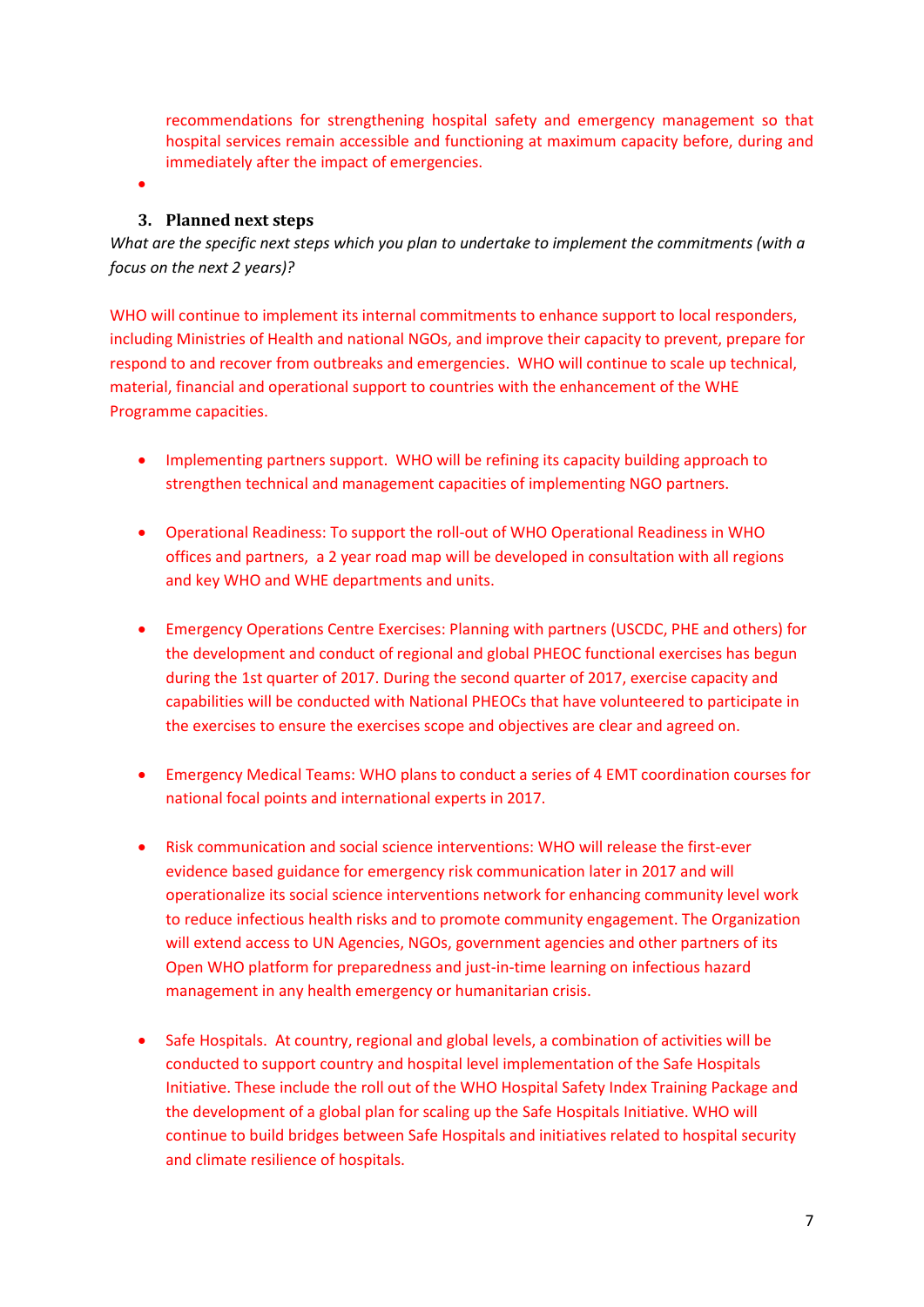recommendations for strengthening hospital safety and emergency management so that hospital services remain accessible and functioning at maximum capacity before, during and immediately after the impact of emergencies.

- 

### 3. Planned next steps

*What are the specific next steps which you plan to undertake to implement the commitments (with a focus on the next 2 years)?*

WHO will continue to implement its internal commitments to enhance support to local responders, including Ministries of Health and national NGOs, and improve their capacity to prevent, prepare for respond to and recover from outbreaks and emergencies. WHO will continue to scale up technical, material, financial and operational support to countries with the enhancement of the WHE Programme capacities.

- Implementing partners support. WHO will be refining its capacity building approach to strengthen technical and management capacities of implementing NGO partners.

- Operational Readiness: To support the roll-out of WHO Operational Readiness in WHO offices and partners, a 2 year road map will be developed in consultation with all regions and key WHO and WHE departments and units.

- Emergency Operations Centre Exercises: Planning with partners (USCDC, PHE and others) for the development and conduct of regional and global PHEOC functional exercises has begun during the 1st quarter of 2017. During the second quarter of 2017, exercise capacity and capabilities will be conducted with National PHEOCs that have volunteered to participate in the exercises to ensure the exercises scope and objectives are clear and agreed on.

- Emergency Medical Teams: WHO plans to conduct a series of 4 EMT coordination courses for national focal points and international experts in 2017.

- Risk communication and social science interventions: WHO will release the first-ever evidence based guidance for emergency risk communication later in 2017 and will operationalize its social science interventions network for enhancing community level work to reduce infectious health risks and to promote community engagement. The Organization will extend access to UN Agencies, NGOs, government agencies and other partners of its Open WHO platform for preparedness and just-in-time learning on infectious hazard management in any health emergency or humanitarian crisis.

- Safe Hospitals. At country, regional and global levels, a combination of activities will be conducted to support country and hospital level implementation of the Safe Hospitals Initiative. These include the roll out of the WHO Hospital Safety Index Training Package and the development of a global plan for scaling up the Safe Hospitals Initiative. WHO will continue to build bridges between Safe Hospitals and initiatives related to hospital security and climate resilience of hospitals.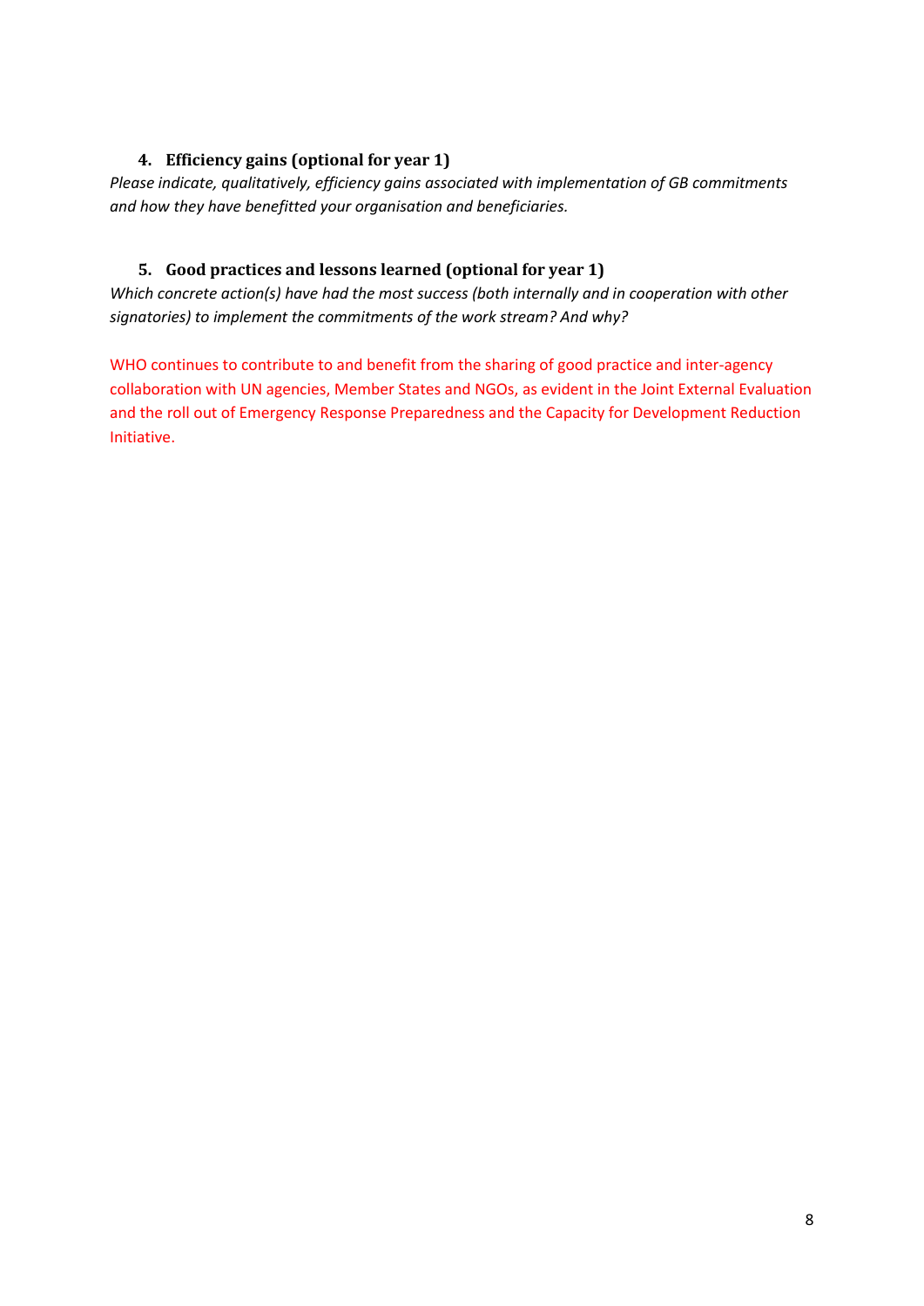### 4. Efficiency gains (optional for year 1)

*Please indicate, qualitatively, efficiency gains associated with implementation of GB commitments and how they have benefitted your organisation and beneficiaries.*

### 5. Good practices and lessons learned (optional for year 1)

*Which concrete action(s) have had the most success (both internally and in cooperation with other signatories) to implement the commitments of the work stream? And why?*

WHO continues to contribute to and benefit from the sharing of good practice and inter-agency collaboration with UN agencies, Member States and NGOs, as evident in the Joint External Evaluation and the roll out of Emergency Response Preparedness and the Capacity for Development Reduction Initiative.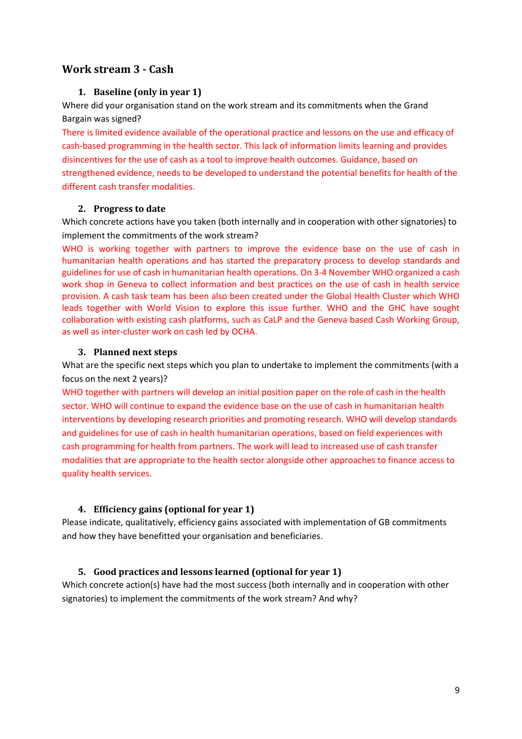## Work stream 3 - Cash

### 1. Baseline (only in year 1)

Where did your organisation stand on the work stream and its commitments when the Grand Bargain was signed?

There is limited evidence available of the operational practice and lessons on the use and efficacy of cash-based programming in the health sector. This lack of information limits learning and provides disincentives for the use of cash as a tool to improve health outcomes. Guidance, based on strengthened evidence, needs to be developed to understand the potential benefits for health of the different cash transfer modalities.

### 2. Progress to date

Which concrete actions have you taken (both internally and in cooperation with other signatories) to implement the commitments of the work stream?

WHO is working together with partners to improve the evidence base on the use of cash in humanitarian health operations and has started the preparatory process to develop standards and guidelines for use of cash in humanitarian health operations. On 3-4 November WHO organized a cash work shop in Geneva to collect information and best practices on the use of cash in health service provision. A cash task team has been also been created under the Global Health Cluster which WHO leads together with World Vision to explore this issue further. WHO and the GHC have sought collaboration with existing cash platforms, such as CaLP and the Geneva based Cash Working Group, as well as inter-cluster work on cash led by OCHA.

### 3. Planned next steps

What are the specific next steps which you plan to undertake to implement the commitments (with a focus on the next 2 years)?

WHO together with partners will develop an initial position paper on the role of cash in the health sector. WHO will continue to expand the evidence base on the use of cash in humanitarian health interventions by developing research priorities and promoting research. WHO will develop standards and guidelines for use of cash in health humanitarian operations, based on field experiences with cash programming for health from partners. The work will lead to increased use of cash transfer modalities that are appropriate to the health sector alongside other approaches to finance access to quality health services.

### 4. Efficiency gains (optional for year 1)

Please indicate, qualitatively, efficiency gains associated with implementation of GB commitments and how they have benefitted your organisation and beneficiaries.

### 5. Good practices and lessons learned (optional for year 1)

Which concrete action(s) have had the most success (both internally and in cooperation with other signatories) to implement the commitments of the work stream? And why?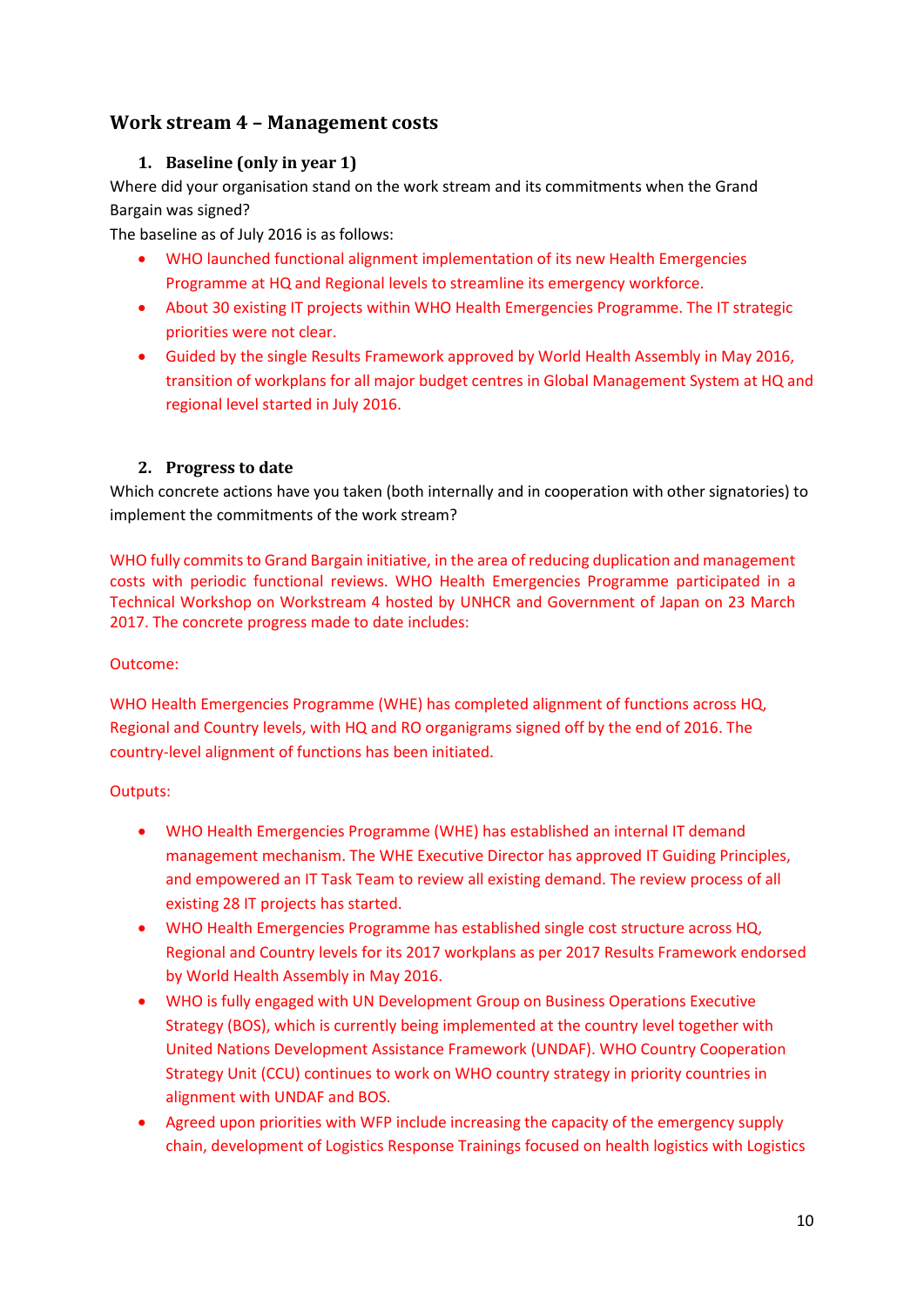## Work stream 4 – Management costs

### 1. Baseline (only in year 1)

Where did your organisation stand on the work stream and its commitments when the Grand Bargain was signed?

The baseline as of July 2016 is as follows:

- WHO launched functional alignment implementation of its new Health Emergencies Programme at HQ and Regional levels to streamline its emergency workforce.
- About 30 existing IT projects within WHO Health Emergencies Programme. The IT strategic priorities were not clear.
- Guided by the single Results Framework approved by World Health Assembly in May 2016, transition of workplans for all major budget centres in Global Management System at HQ and regional level started in July 2016.

### 2. Progress to date

Which concrete actions have you taken (both internally and in cooperation with other signatories) to implement the commitments of the work stream?

WHO fully commits to Grand Bargain initiative, in the area of reducing duplication and management costs with periodic functional reviews. WHO Health Emergencies Programme participated in a Technical Workshop on Workstream 4 hosted by UNHCR and Government of Japan on 23 March 2017. The concrete progress made to date includes:

Outcome:

WHO Health Emergencies Programme (WHE) has completed alignment of functions across HQ, Regional and Country levels, with HQ and RO organigrams signed off by the end of 2016. The country-level alignment of functions has been initiated.

Outputs:

- WHO Health Emergencies Programme (WHE) has established an internal IT demand management mechanism. The WHE Executive Director has approved IT Guiding Principles, and empowered an IT Task Team to review all existing demand. The review process of all existing 28 IT projects has started.
- WHO Health Emergencies Programme has established single cost structure across HQ, Regional and Country levels for its 2017 workplans as per 2017 Results Framework endorsed by World Health Assembly in May 2016.
- WHO is fully engaged with UN Development Group on Business Operations Executive Strategy (BOS), which is currently being implemented at the country level together with United Nations Development Assistance Framework (UNDAF). WHO Country Cooperation Strategy Unit (CCU) continues to work on WHO country strategy in priority countries in alignment with UNDAF and BOS.
- Agreed upon priorities with WFP include increasing the capacity of the emergency supply chain, development of Logistics Response Trainings focused on health logistics with Logistics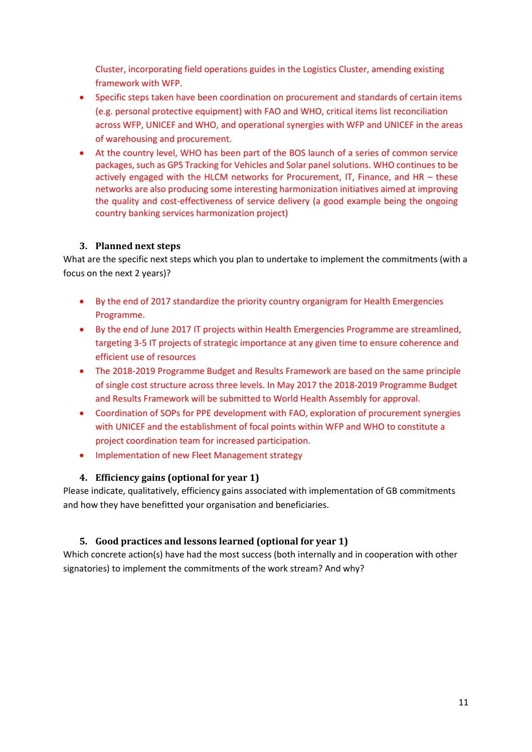Cluster, incorporating field operations guides in the Logistics Cluster, amending existing framework with WFP.

- Specific steps taken have been coordination on procurement and standards of certain items (e.g. personal protective equipment) with FAO and WHO, critical items list reconciliation across WFP, UNICEF and WHO, and operational synergies with WFP and UNICEF in the areas of warehousing and procurement.
- At the country level, WHO has been part of the BOS launch of a series of common service packages, such as GPS Tracking for Vehicles and Solar panel solutions. WHO continues to be actively engaged with the HLCM networks for Procurement, IT, Finance, and HR – these networks are also producing some interesting harmonization initiatives aimed at improving the quality and cost-effectiveness of service delivery (a good example being the ongoing country banking services harmonization project)

### 3. Planned next steps

What are the specific next steps which you plan to undertake to implement the commitments (with a focus on the next 2 years)?

- By the end of 2017 standardize the priority country organigram for Health Emergencies Programme.
- By the end of June 2017 IT projects within Health Emergencies Programme are streamlined, targeting 3-5 IT projects of strategic importance at any given time to ensure coherence and efficient use of resources
- The 2018-2019 Programme Budget and Results Framework are based on the same principle of single cost structure across three levels. In May 2017 the 2018-2019 Programme Budget and Results Framework will be submitted to World Health Assembly for approval.
- Coordination of SOPs for PPE development with FAO, exploration of procurement synergies with UNICEF and the establishment of focal points within WFP and WHO to constitute a project coordination team for increased participation.
- Implementation of new Fleet Management strategy

### 4. Efficiency gains (optional for year 1)

Please indicate, qualitatively, efficiency gains associated with implementation of GB commitments and how they have benefitted your organisation and beneficiaries.

### 5. Good practices and lessons learned (optional for year 1)

Which concrete action(s) have had the most success (both internally and in cooperation with other signatories) to implement the commitments of the work stream? And why?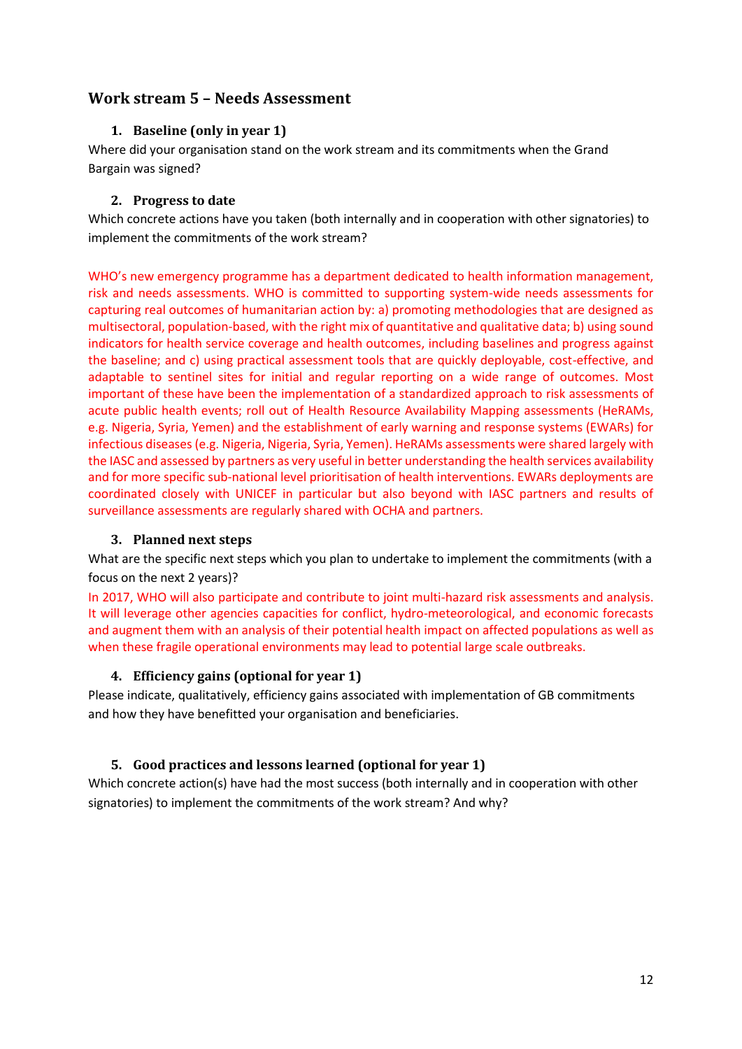## Work stream 5 – Needs Assessment

### 1. Baseline (only in year 1)

Where did your organisation stand on the work stream and its commitments when the Grand Bargain was signed?

### 2. Progress to date

Which concrete actions have you taken (both internally and in cooperation with other signatories) to implement the commitments of the work stream?

WHO's new emergency programme has a department dedicated to health information management, risk and needs assessments. WHO is committed to supporting system-wide needs assessments for capturing real outcomes of humanitarian action by: a) promoting methodologies that are designed as multisectoral, population-based, with the right mix of quantitative and qualitative data; b) using sound indicators for health service coverage and health outcomes, including baselines and progress against the baseline; and c) using practical assessment tools that are quickly deployable, cost-effective, and adaptable to sentinel sites for initial and regular reporting on a wide range of outcomes. Most important of these have been the implementation of a standardized approach to risk assessments of acute public health events; roll out of Health Resource Availability Mapping assessments (HeRAMs, e.g. Nigeria, Syria, Yemen) and the establishment of early warning and response systems (EWARs) for infectious diseases (e.g. Nigeria, Nigeria, Syria, Yemen). HeRAMs assessments were shared largely with the IASC and assessed by partners as very useful in better understanding the health services availability and for more specific sub-national level prioritisation of health interventions. EWARs deployments are coordinated closely with UNICEF in particular but also beyond with IASC partners and results of surveillance assessments are regularly shared with OCHA and partners.

### 3. Planned next steps

What are the specific next steps which you plan to undertake to implement the commitments (with a focus on the next 2 years)?

In 2017, WHO will also participate and contribute to joint multi-hazard risk assessments and analysis. It will leverage other agencies capacities for conflict, hydro-meteorological, and economic forecasts and augment them with an analysis of their potential health impact on affected populations as well as when these fragile operational environments may lead to potential large scale outbreaks.

### 4. Efficiency gains (optional for year 1)

Please indicate, qualitatively, efficiency gains associated with implementation of GB commitments and how they have benefitted your organisation and beneficiaries.

### 5. Good practices and lessons learned (optional for year 1)

Which concrete action(s) have had the most success (both internally and in cooperation with other signatories) to implement the commitments of the work stream? And why?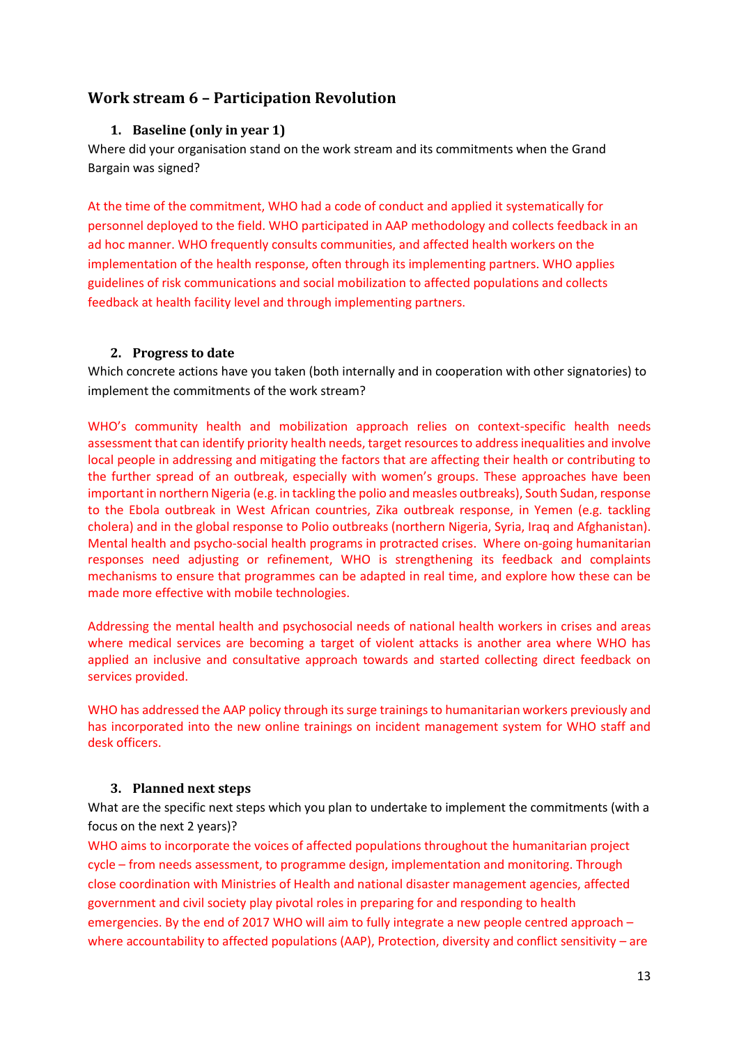## Work stream 6 – Participation Revolution

### 1. Baseline (only in year 1)

Where did your organisation stand on the work stream and its commitments when the Grand Bargain was signed?

At the time of the commitment, WHO had a code of conduct and applied it systematically for personnel deployed to the field. WHO participated in AAP methodology and collects feedback in an ad hoc manner. WHO frequently consults communities, and affected health workers on the implementation of the health response, often through its implementing partners. WHO applies guidelines of risk communications and social mobilization to affected populations and collects feedback at health facility level and through implementing partners.

### 2. Progress to date

Which concrete actions have you taken (both internally and in cooperation with other signatories) to implement the commitments of the work stream?

WHO's community health and mobilization approach relies on context-specific health needs assessment that can identify priority health needs, target resources to address inequalities and involve local people in addressing and mitigating the factors that are affecting their health or contributing to the further spread of an outbreak, especially with women's groups. These approaches have been important in northern Nigeria (e.g. in tackling the polio and measles outbreaks), South Sudan, response to the Ebola outbreak in West African countries, Zika outbreak response, in Yemen (e.g. tackling cholera) and in the global response to Polio outbreaks (northern Nigeria, Syria, Iraq and Afghanistan). Mental health and psycho-social health programs in protracted crises. Where on-going humanitarian responses need adjusting or refinement, WHO is strengthening its feedback and complaints mechanisms to ensure that programmes can be adapted in real time, and explore how these can be made more effective with mobile technologies.

Addressing the mental health and psychosocial needs of national health workers in crises and areas where medical services are becoming a target of violent attacks is another area where WHO has applied an inclusive and consultative approach towards and started collecting direct feedback on services provided.

WHO has addressed the AAP policy through its surge trainings to humanitarian workers previously and has incorporated into the new online trainings on incident management system for WHO staff and desk officers.

### 3. Planned next steps

What are the specific next steps which you plan to undertake to implement the commitments (with a focus on the next 2 years)?

WHO aims to incorporate the voices of affected populations throughout the humanitarian project cycle – from needs assessment, to programme design, implementation and monitoring. Through close coordination with Ministries of Health and national disaster management agencies, affected government and civil society play pivotal roles in preparing for and responding to health emergencies. By the end of 2017 WHO will aim to fully integrate a new people centred approach – where accountability to affected populations (AAP), Protection, diversity and conflict sensitivity – are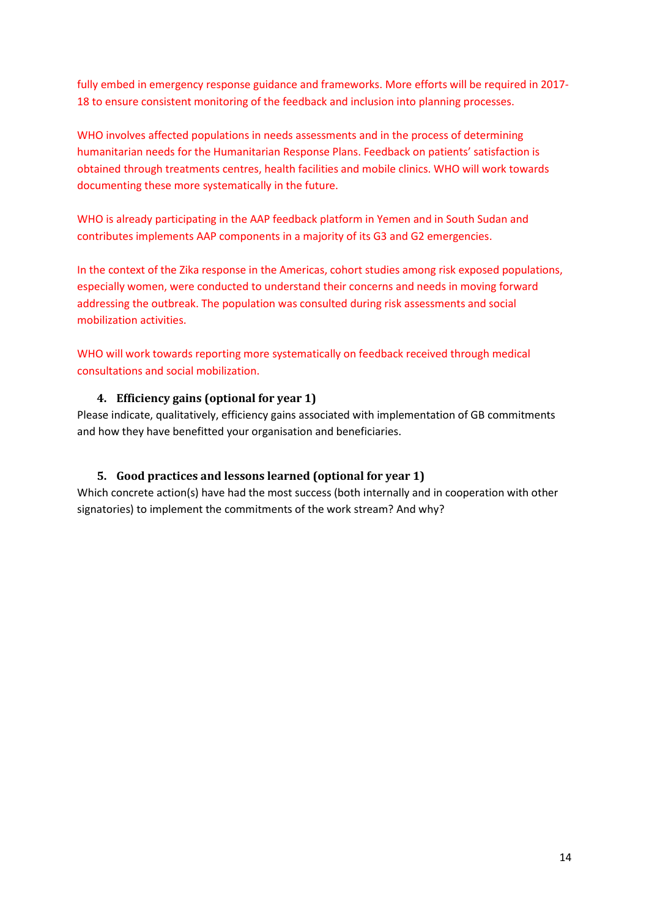fully embed in emergency response guidance and frameworks. More efforts will be required in 2017-18 to ensure consistent monitoring of the feedback and inclusion into planning processes.

WHO involves affected populations in needs assessments and in the process of determining humanitarian needs for the Humanitarian Response Plans. Feedback on patients' satisfaction is obtained through treatments centres, health facilities and mobile clinics. WHO will work towards documenting these more systematically in the future.

WHO is already participating in the AAP feedback platform in Yemen and in South Sudan and contributes implements AAP components in a majority of its G3 and G2 emergencies.

In the context of the Zika response in the Americas, cohort studies among risk exposed populations, especially women, were conducted to understand their concerns and needs in moving forward addressing the outbreak. The population was consulted during risk assessments and social mobilization activities.

WHO will work towards reporting more systematically on feedback received through medical consultations and social mobilization.

### 4. Efficiency gains (optional for year 1)

Please indicate, qualitatively, efficiency gains associated with implementation of GB commitments and how they have benefitted your organisation and beneficiaries.

### 5. Good practices and lessons learned (optional for year 1)

Which concrete action(s) have had the most success (both internally and in cooperation with other signatories) to implement the commitments of the work stream? And why?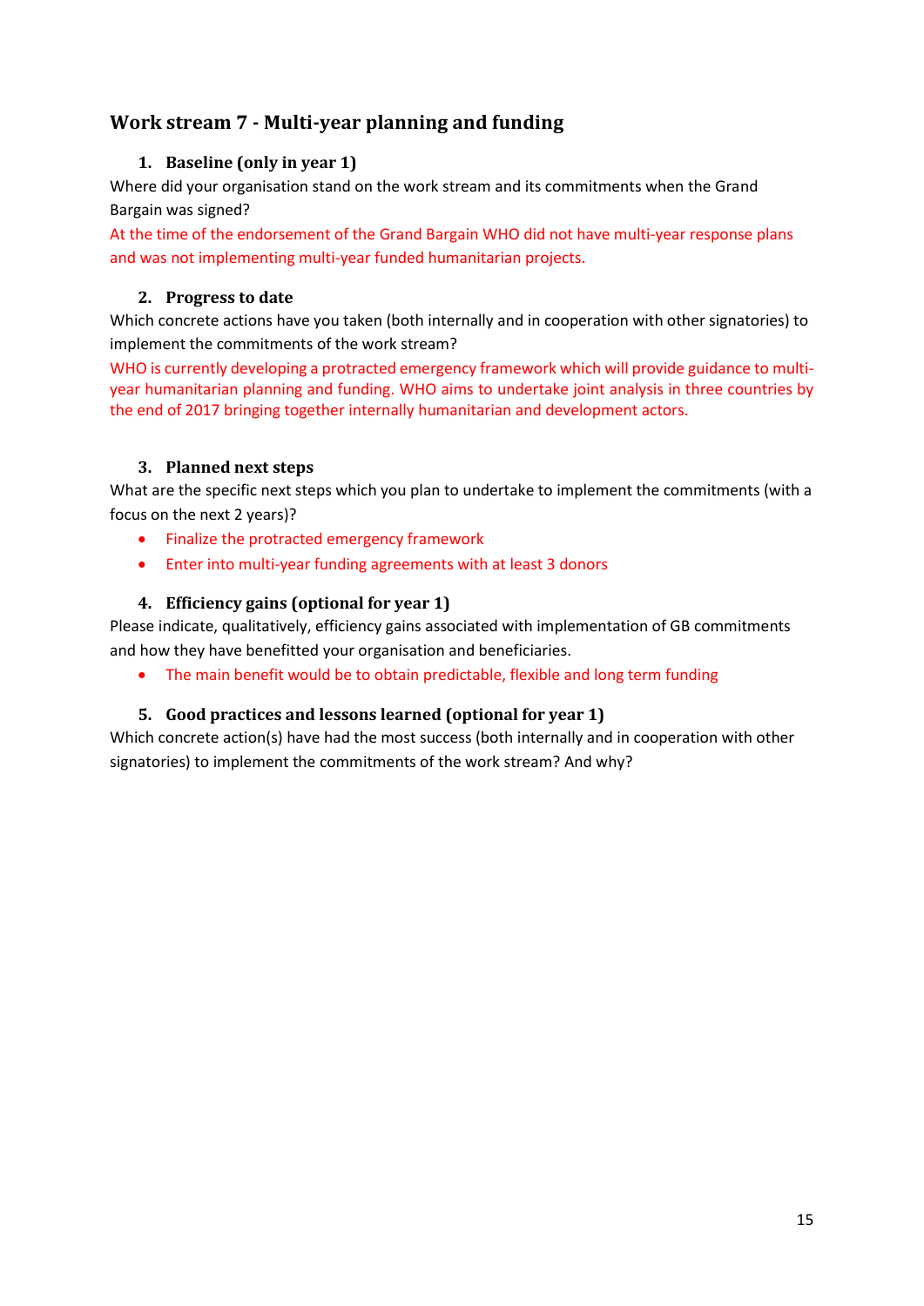## Work stream 7 - Multi-year planning and funding

### 1. Baseline (only in year 1)

Where did your organisation stand on the work stream and its commitments when the Grand Bargain was signed?

At the time of the endorsement of the Grand Bargain WHO did not have multi-year response plans and was not implementing multi-year funded humanitarian projects.

### 2. Progress to date

Which concrete actions have you taken (both internally and in cooperation with other signatories) to implement the commitments of the work stream?

WHO is currently developing a protracted emergency framework which will provide guidance to multi-year humanitarian planning and funding. WHO aims to undertake joint analysis in three countries by the end of 2017 bringing together internally humanitarian and development actors.

### 3. Planned next steps

What are the specific next steps which you plan to undertake to implement the commitments (with a focus on the next 2 years)?

- Finalize the protracted emergency framework
- Enter into multi-year funding agreements with at least 3 donors

### 4. Efficiency gains (optional for year 1)

Please indicate, qualitatively, efficiency gains associated with implementation of GB commitments and how they have benefitted your organisation and beneficiaries.

- The main benefit would be to obtain predictable, flexible and long term funding

### 5. Good practices and lessons learned (optional for year 1)

Which concrete action(s) have had the most success (both internally and in cooperation with other signatories) to implement the commitments of the work stream? And why?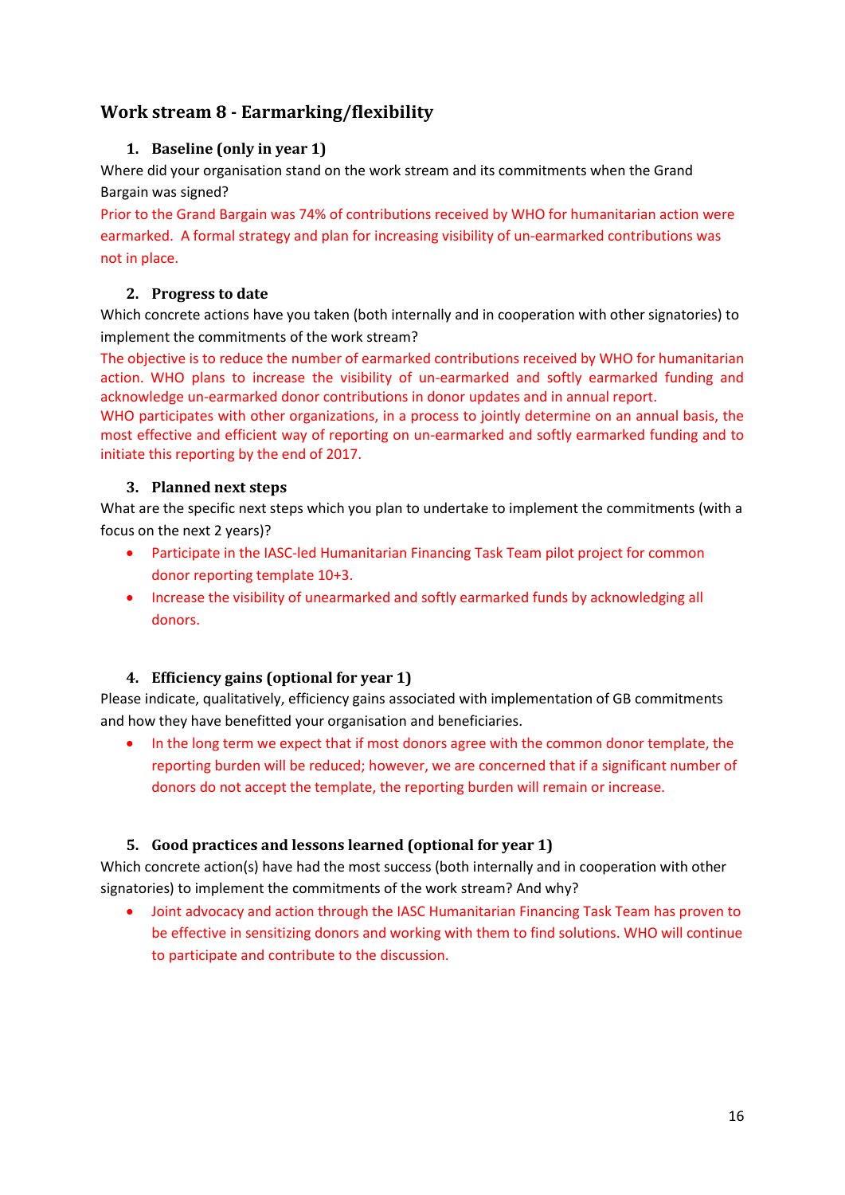## Work stream 8 - Earmarking/flexibility

### 1. Baseline (only in year 1)

Where did your organisation stand on the work stream and its commitments when the Grand Bargain was signed?

Prior to the Grand Bargain was 74% of contributions received by WHO for humanitarian action were earmarked. A formal strategy and plan for increasing visibility of un-earmarked contributions was not in place.

### 2. Progress to date

Which concrete actions have you taken (both internally and in cooperation with other signatories) to implement the commitments of the work stream?

The objective is to reduce the number of earmarked contributions received by WHO for humanitarian action. WHO plans to increase the visibility of un-earmarked and softly earmarked funding and acknowledge un-earmarked donor contributions in donor updates and in annual report.

WHO participates with other organizations, in a process to jointly determine on an annual basis, the most effective and efficient way of reporting on un-earmarked and softly earmarked funding and to initiate this reporting by the end of 2017.

### 3. Planned next steps

What are the specific next steps which you plan to undertake to implement the commitments (with a focus on the next 2 years)?

- Participate in the IASC-led Humanitarian Financing Task Team pilot project for common donor reporting template 10+3.
- Increase the visibility of unearmarked and softly earmarked funds by acknowledging all donors.

### 4. Efficiency gains (optional for year 1)

Please indicate, qualitatively, efficiency gains associated with implementation of GB commitments and how they have benefitted your organisation and beneficiaries.

- In the long term we expect that if most donors agree with the common donor template, the reporting burden will be reduced; however, we are concerned that if a significant number of donors do not accept the template, the reporting burden will remain or increase.

### 5. Good practices and lessons learned (optional for year 1)

Which concrete action(s) have had the most success (both internally and in cooperation with other signatories) to implement the commitments of the work stream? And why?

- Joint advocacy and action through the IASC Humanitarian Financing Task Team has proven to be effective in sensitizing donors and working with them to find solutions. WHO will continue to participate and contribute to the discussion.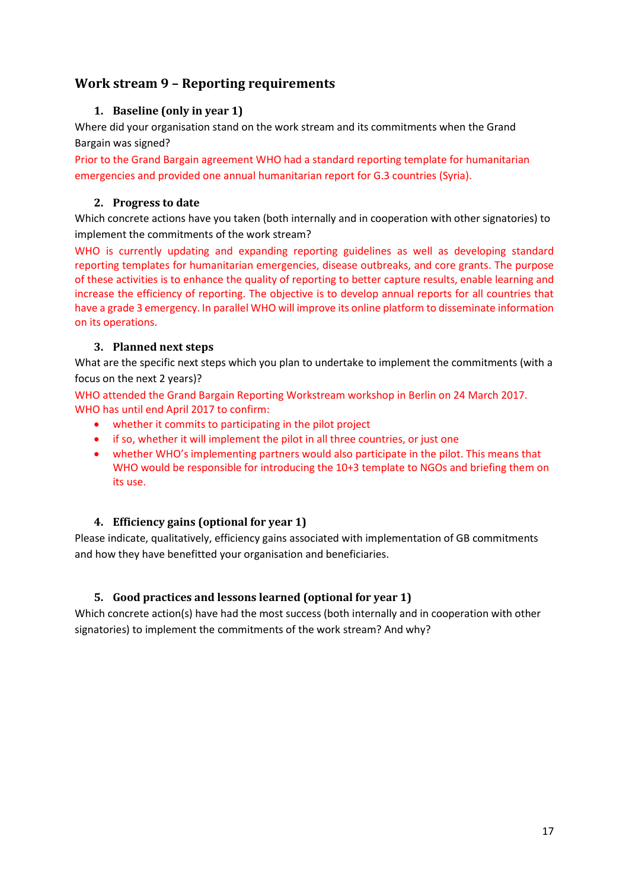## Work stream 9 – Reporting requirements

### 1. Baseline (only in year 1)

Where did your organisation stand on the work stream and its commitments when the Grand Bargain was signed?

Prior to the Grand Bargain agreement WHO had a standard reporting template for humanitarian emergencies and provided one annual humanitarian report for G.3 countries (Syria).

### 2. Progress to date

Which concrete actions have you taken (both internally and in cooperation with other signatories) to implement the commitments of the work stream?

WHO is currently updating and expanding reporting guidelines as well as developing standard reporting templates for humanitarian emergencies, disease outbreaks, and core grants. The purpose of these activities is to enhance the quality of reporting to better capture results, enable learning and increase the efficiency of reporting. The objective is to develop annual reports for all countries that have a grade 3 emergency. In parallel WHO will improve its online platform to disseminate information on its operations.

### 3. Planned next steps

What are the specific next steps which you plan to undertake to implement the commitments (with a focus on the next 2 years)?

WHO attended the Grand Bargain Reporting Workstream workshop in Berlin on 24 March 2017. WHO has until end April 2017 to confirm:

- whether it commits to participating in the pilot project
- if so, whether it will implement the pilot in all three countries, or just one
- whether WHO's implementing partners would also participate in the pilot. This means that WHO would be responsible for introducing the 10+3 template to NGOs and briefing them on its use.

### 4. Efficiency gains (optional for year 1)

Please indicate, qualitatively, efficiency gains associated with implementation of GB commitments and how they have benefitted your organisation and beneficiaries.

### 5. Good practices and lessons learned (optional for year 1)

Which concrete action(s) have had the most success (both internally and in cooperation with other signatories) to implement the commitments of the work stream? And why?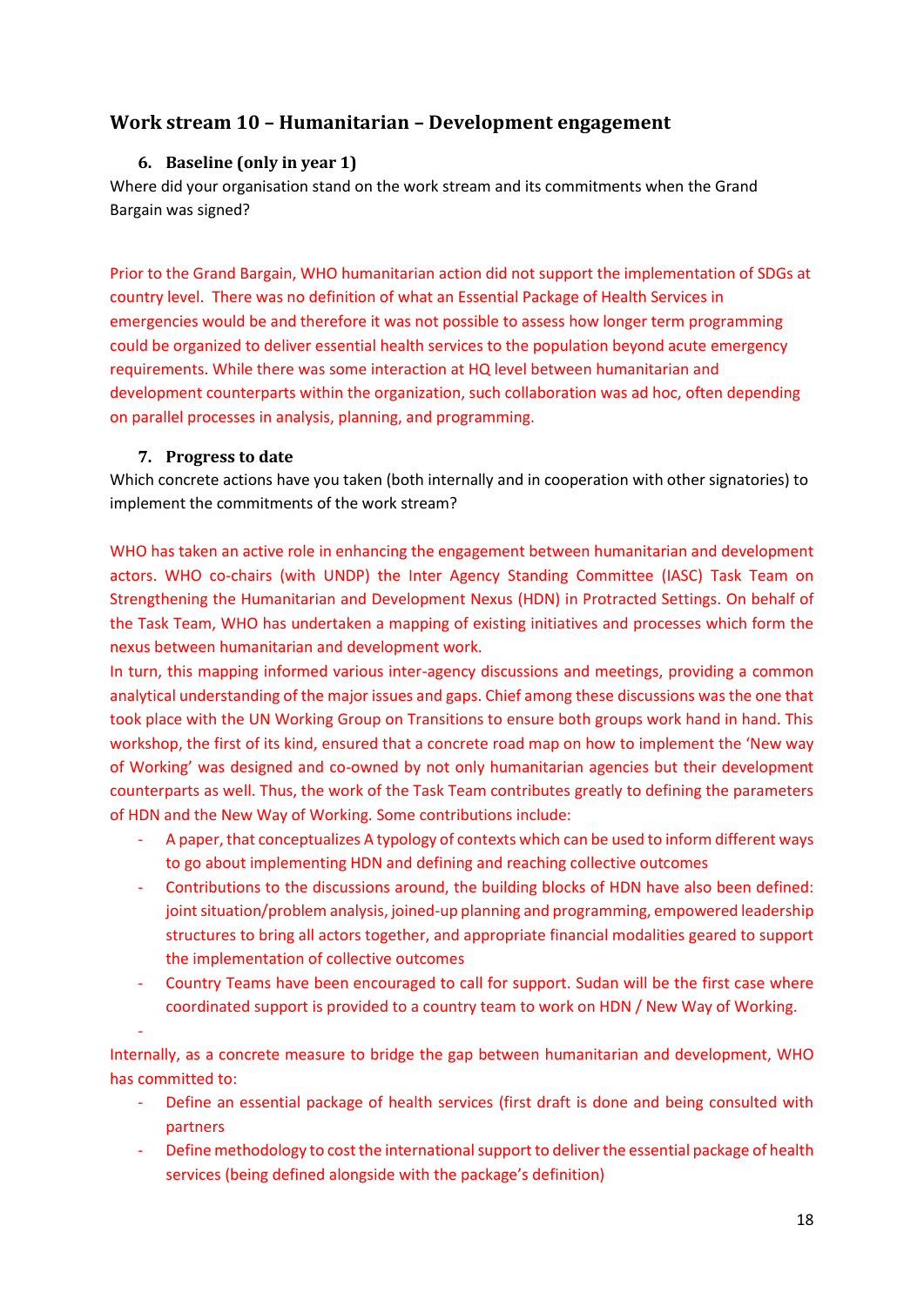## Work stream 10 – Humanitarian – Development engagement

### 6. Baseline (only in year 1)

Where did your organisation stand on the work stream and its commitments when the Grand Bargain was signed?

Prior to the Grand Bargain, WHO humanitarian action did not support the implementation of SDGs at country level. There was no definition of what an Essential Package of Health Services in emergencies would be and therefore it was not possible to assess how longer term programming could be organized to deliver essential health services to the population beyond acute emergency requirements. While there was some interaction at HQ level between humanitarian and development counterparts within the organization, such collaboration was ad hoc, often depending on parallel processes in analysis, planning, and programming.

### 7. Progress to date

Which concrete actions have you taken (both internally and in cooperation with other signatories) to implement the commitments of the work stream?

WHO has taken an active role in enhancing the engagement between humanitarian and development actors. WHO co-chairs (with UNDP) the Inter Agency Standing Committee (IASC) Task Team on Strengthening the Humanitarian and Development Nexus (HDN) in Protracted Settings. On behalf of the Task Team, WHO has undertaken a mapping of existing initiatives and processes which form the nexus between humanitarian and development work.

In turn, this mapping informed various inter-agency discussions and meetings, providing a common analytical understanding of the major issues and gaps. Chief among these discussions was the one that took place with the UN Working Group on Transitions to ensure both groups work hand in hand. This workshop, the first of its kind, ensured that a concrete road map on how to implement the 'New way of Working' was designed and co-owned by not only humanitarian agencies but their development counterparts as well. Thus, the work of the Task Team contributes greatly to defining the parameters of HDN and the New Way of Working. Some contributions include:

- A paper, that conceptualizes A typology of contexts which can be used to inform different ways to go about implementing HDN and defining and reaching collective outcomes
- Contributions to the discussions around, the building blocks of HDN have also been defined: joint situation/problem analysis, joined-up planning and programming, empowered leadership structures to bring all actors together, and appropriate financial modalities geared to support the implementation of collective outcomes
- Country Teams have been encouraged to call for support. Sudan will be the first case where coordinated support is provided to a country team to work on HDN / New Way of Working.

Internally, as a concrete measure to bridge the gap between humanitarian and development, WHO has committed to:

- Define an essential package of health services (first draft is done and being consulted with partners
- Define methodology to cost the international support to deliver the essential package of health services (being defined alongside with the package's definition)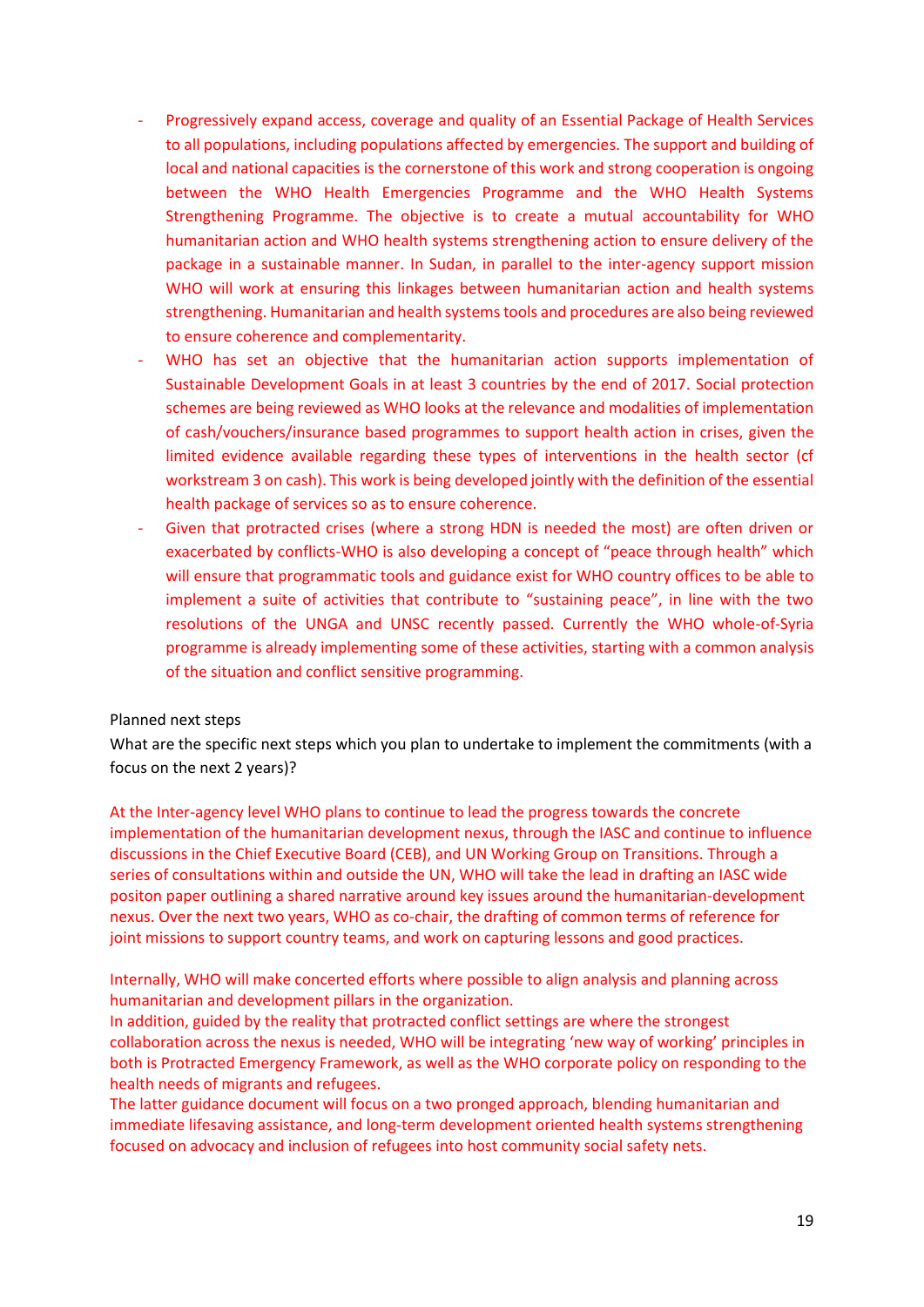- Progressively expand access, coverage and quality of an Essential Package of Health Services to all populations, including populations affected by emergencies. The support and building of local and national capacities is the cornerstone of this work and strong cooperation is ongoing between the WHO Health Emergencies Programme and the WHO Health Systems Strengthening Programme. The objective is to create a mutual accountability for WHO humanitarian action and WHO health systems strengthening action to ensure delivery of the package in a sustainable manner. In Sudan, in parallel to the inter-agency support mission WHO will work at ensuring this linkages between humanitarian action and health systems strengthening. Humanitarian and health systems tools and procedures are also being reviewed to ensure coherence and complementarity.
- WHO has set an objective that the humanitarian action supports implementation of Sustainable Development Goals in at least 3 countries by the end of 2017. Social protection schemes are being reviewed as WHO looks at the relevance and modalities of implementation of cash/vouchers/insurance based programmes to support health action in crises, given the limited evidence available regarding these types of interventions in the health sector (cf workstream 3 on cash). This work is being developed jointly with the definition of the essential health package of services so as to ensure coherence.
- Given that protracted crises (where a strong HDN is needed the most) are often driven or exacerbated by conflicts-WHO is also developing a concept of "peace through health" which will ensure that programmatic tools and guidance exist for WHO country offices to be able to implement a suite of activities that contribute to "sustaining peace", in line with the two resolutions of the UNGA and UNSC recently passed. Currently the WHO whole-of-Syria programme is already implementing some of these activities, starting with a common analysis of the situation and conflict sensitive programming.

Planned next steps

What are the specific next steps which you plan to undertake to implement the commitments (with a focus on the next 2 years)?

At the Inter-agency level WHO plans to continue to lead the progress towards the concrete implementation of the humanitarian development nexus, through the IASC and continue to influence discussions in the Chief Executive Board (CEB), and UN Working Group on Transitions. Through a series of consultations within and outside the UN, WHO will take the lead in drafting an IASC wide positon paper outlining a shared narrative around key issues around the humanitarian-development nexus. Over the next two years, WHO as co-chair, the drafting of common terms of reference for joint missions to support country teams, and work on capturing lessons and good practices.

Internally, WHO will make concerted efforts where possible to align analysis and planning across humanitarian and development pillars in the organization.

In addition, guided by the reality that protracted conflict settings are where the strongest collaboration across the nexus is needed, WHO will be integrating 'new way of working' principles in both is Protracted Emergency Framework, as well as the WHO corporate policy on responding to the health needs of migrants and refugees.

The latter guidance document will focus on a two pronged approach, blending humanitarian and immediate lifesaving assistance, and long-term development oriented health systems strengthening focused on advocacy and inclusion of refugees into host community social safety nets.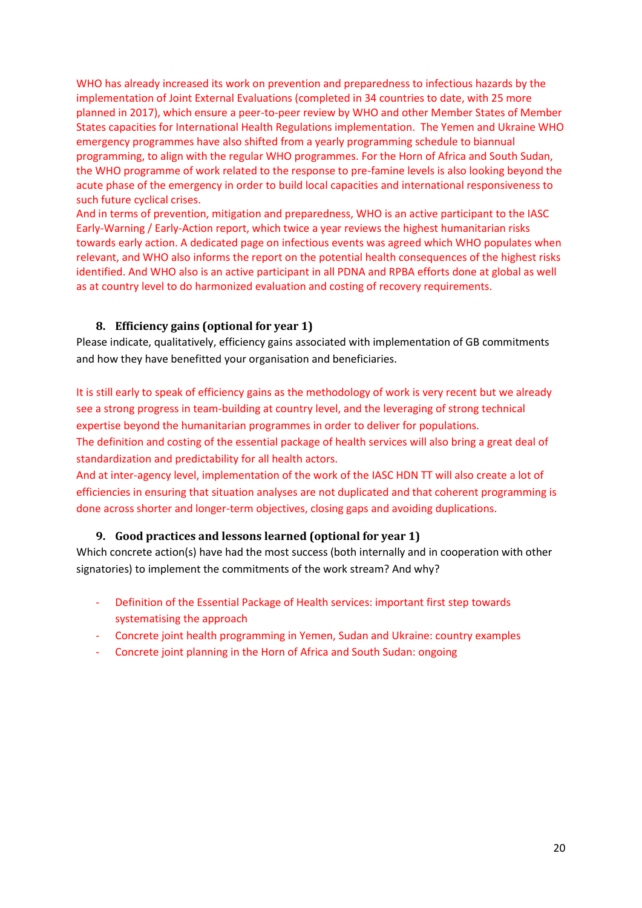WHO has already increased its work on prevention and preparedness to infectious hazards by the implementation of Joint External Evaluations (completed in 34 countries to date, with 25 more planned in 2017), which ensure a peer-to-peer review by WHO and other Member States of Member States capacities for International Health Regulations implementation. The Yemen and Ukraine WHO emergency programmes have also shifted from a yearly programming schedule to biannual programming, to align with the regular WHO programmes. For the Horn of Africa and South Sudan, the WHO programme of work related to the response to pre-famine levels is also looking beyond the acute phase of the emergency in order to build local capacities and international responsiveness to such future cyclical crises.

And in terms of prevention, mitigation and preparedness, WHO is an active participant to the IASC Early-Warning / Early-Action report, which twice a year reviews the highest humanitarian risks towards early action. A dedicated page on infectious events was agreed which WHO populates when relevant, and WHO also informs the report on the potential health consequences of the highest risks identified. And WHO also is an active participant in all PDNA and RPBA efforts done at global as well as at country level to do harmonized evaluation and costing of recovery requirements.

## 8. Efficiency gains (optional for year 1)

Please indicate, qualitatively, efficiency gains associated with implementation of GB commitments and how they have benefitted your organisation and beneficiaries.

It is still early to speak of efficiency gains as the methodology of work is very recent but we already see a strong progress in team-building at country level, and the leveraging of strong technical expertise beyond the humanitarian programmes in order to deliver for populations.

The definition and costing of the essential package of health services will also bring a great deal of standardization and predictability for all health actors.

And at inter-agency level, implementation of the work of the IASC HDN TT will also create a lot of efficiencies in ensuring that situation analyses are not duplicated and that coherent programming is done across shorter and longer-term objectives, closing gaps and avoiding duplications.

## 9. Good practices and lessons learned (optional for year 1)

Which concrete action(s) have had the most success (both internally and in cooperation with other signatories) to implement the commitments of the work stream? And why?

- Definition of the Essential Package of Health services: important first step towards systematising the approach
- Concrete joint health programming in Yemen, Sudan and Ukraine: country examples
- Concrete joint planning in the Horn of Africa and South Sudan: ongoing